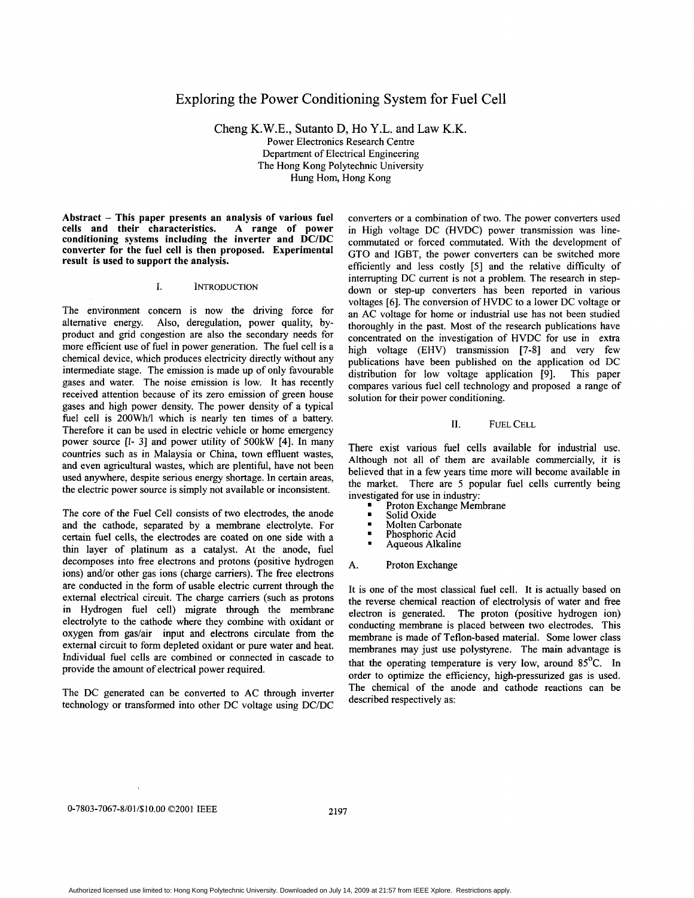# Exploring the Power Conditioning System for Fuel Cell

Cheng K.W.E., Sutanto D, Ho Y.L. and Law K.K.

Power Electronics Research Centre
Department of Electrical Engineering
The Hong Kong Polytechnic University
Hung Hom, Hong Kong

**Abstract – This paper presents an analysis of various fuel cells and their characteristics. A range of power conditioning systems including the inverter and DC/DC converter for the fuel cell is then proposed. Experimental result is used to support the analysis.**

## I. INTRODUCTION

The environment concern is now the driving force for alternative energy. Also, deregulation, power quality, by-product and grid congestion are also the secondary needs for more efficient use of fuel in power generation. The fuel cell is a chemical device, which produces electricity directly without any intermediate stage. The emission is made up of only favourable gases and water. The noise emission is low. It has recently received attention because of its zero emission of green house gases and high power density. The power density of a typical fuel cell is 200Wh/l which is nearly ten times of a battery. Therefore it can be used in electric vehicle or home emergency power source [1- 3] and power utility of 500kW [4]. In many countries such as in Malaysia or China, town effluent wastes, and even agricultural wastes, which are plentiful, have not been used anywhere, despite serious energy shortage. In certain areas, the electric power source is simply not available or inconsistent.

The core of the Fuel Cell consists of two electrodes, the anode and the cathode, separated by a membrane electrolyte. For certain fuel cells, the electrodes are coated on one side with a thin layer of platinum as a catalyst. At the anode, fuel decomposes into free electrons and protons (positive hydrogen ions) and/or other gas ions (charge carriers). The free electrons are conducted in the form of usable electric current through the external electrical circuit. The charge carriers (such as protons in Hydrogen fuel cell) migrate through the membrane electrolyte to the cathode where they combine with oxidant or oxygen from gas/air input and electrons circulate from the external circuit to form depleted oxidant or pure water and heat. Individual fuel cells are combined or connected in cascade to provide the amount of electrical power required.

The DC generated can be converted to AC through inverter technology or transformed into other DC voltage using DC/DC converters or a combination of two. The power converters used in High voltage DC (HVDC) power transmission was line-commutated or forced commutated. With the development of GTO and IGBT, the power converters can be switched more efficiently and less costly [5] and the relative difficulty of interrupting DC current is not a problem. The research in step-down or step-up converters has been reported in various voltages [6]. The conversion of HVDC to a lower DC voltage or an AC voltage for home or industrial use has not been studied thoroughly in the past. Most of the research publications have concentrated on the investigation of HVDC for use in extra high voltage (EHV) transmission [7-8] and very few publications have been published on the application od DC distribution for low voltage application [9]. This paper compares various fuel cell technology and proposed a range of solution for their power conditioning.

## II. FUEL CELL

There exist various fuel cells available for industrial use. Although not all of them are available commercially, it is believed that in a few years time more will become available in the market. There are 5 popular fuel cells currently being investigated for use in industry:

- Proton Exchange Membrane
- Solid Oxide
- Molten Carbonate
- Phosphoric Acid
- Aqueous Alkaline

### A. Proton Exchange

It is one of the most classical fuel cell. It is actually based on the reverse chemical reaction of electrolysis of water and free electron is generated. The proton (positive hydrogen ion) conducting membrane is placed between two electrodes. This membrane is made of Teflon-based material. Some lower class membranes may just use polystyrene. The main advantage is that the operating temperature is very low, around $85^{o}$C. In order to optimize the efficiency, high-pressurized gas is used. The chemical of the anode and cathode reactions can be described respectively as: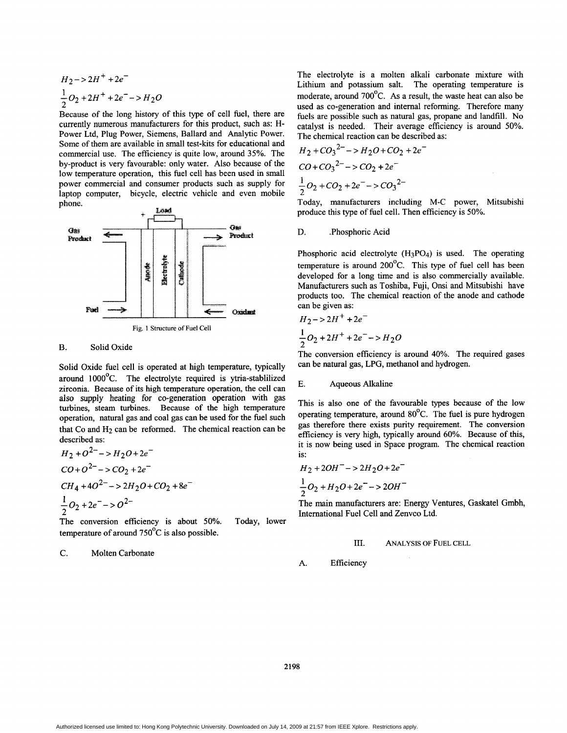$$H_2 -> 2H^+ + 2e^-$$

$$\frac{1}{2}O_2 + 2H^+ + 2e^- -> H_2O$$

Because of the long history of this type of cell fuel, there are currently numerous manufacturers for this product, such as: H-Power Ltd, Plug Power, Siemens, Ballard and Analytic Power. Some of them are available in small test-kits for educational and commercial use. The efficiency is quite low, around 35%. The by-product is very favourable: only water. Also because of the low temperature operation, this fuel cell has been used in small power commercial and consumer products such as supply for laptop computer, bicycle, electric vehicle and even mobile phone.

Fig. 1 Structure of Fuel Cell

### B. Solid Oxide

Solid Oxide fuel cell is operated at high temperature, typically around 1000°C. The electrolyte required is ytria-stablilized zirconia. Because of its high temperature operation, the cell can also supply heating for co-generation operation with gas turbines, steam turbines. Because of the high temperature operation, natural gas and coal gas can be used for the fuel such that Co and $H_2$ can be reformed. The chemical reaction can be described as:

$$H_2 + O^{2-} -> H_2O + 2e^-$$

$$CO + O^{2-} -> CO_2 + 2e^-$$

$$CH_4 + 4O^{2-} -> 2H_2O + CO_2 + 8e^-$$

$$\frac{1}{2}O_2 + 2e^- -> O^{2-}$$

The conversion efficiency is about 50%. Today, lower temperature of around 750°C is also possible.

### C. Molten Carbonate

The electrolyte is a molten alkali carbonate mixture with Lithium and potassium salt. The operating temperature is moderate, around 700°C. As a result, the waste heat can also be used as co-generation and internal reforming. Therefore many fuels are possible such as natural gas, propane and landfill. No catalyst is needed. Their average efficiency is around 50%. The chemical reaction can be described as:

$$H_2 + CO_3^{2-} -> H_2O + CO_2 + 2e^-$$

$$CO + CO_3^{2-} -> CO_2 + 2e^-$$

$$\frac{1}{2}O_2 + CO_2 + 2e^- -> CO_3^{2-}$$

Today, manufacturers including M-C power, Mitsubishi produce this type of fuel cell. Then efficiency is 50%.

### D. .Phosphoric Acid

Phosphoric acid electrolyte ($H_3PO_4$) is used. The operating temperature is around 200°C. This type of fuel cell has been developed for a long time and is also commercially available. Manufacturers such as Toshiba, Fuji, Onsi and Mitsubishi have products too. The chemical reaction of the anode and cathode can be given as:

$$H_2 -> 2H^+ + 2e^-$$

$$\frac{1}{2}O_2 + 2H^+ + 2e^- -> H_2O$$

The conversion efficiency is around 40%. The required gases can be natural gas, LPG, methanol and hydrogen.

### E. Aqueous Alkaline

This is also one of the favourable types because of the low operating temperature, around 80°C. The fuel is pure hydrogen gas therefore there exists purity requirement. The conversion efficiency is very high, typically around 60%. Because of this, it is now being used in Space program. The chemical reaction is:

$$H_2 + 2OH^- -> 2H_2O + 2e^-$$

$$\frac{1}{2}O_2 + H_2O + 2e^- -> 2OH^-$$

The main manufacturers are: Energy Ventures, Gaskatel Gmbh, International Fuel Cell and Zenvco Ltd.

## III. Analysis of Fuel Cell

### A. Efficiency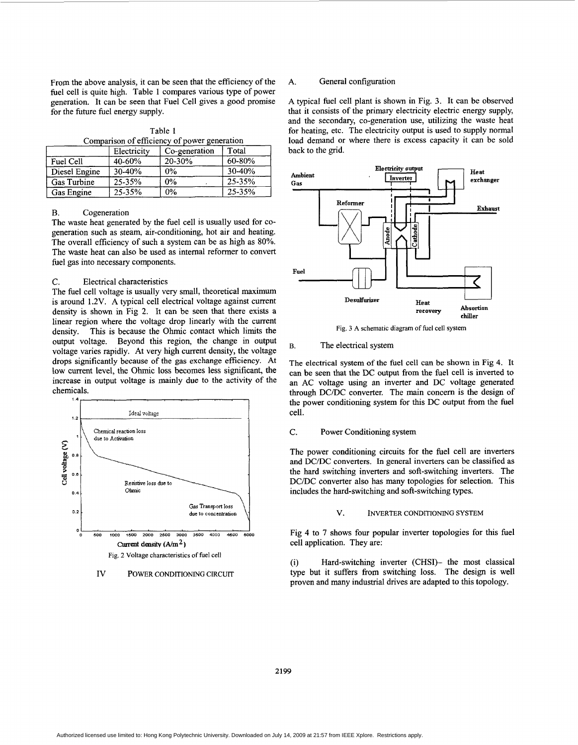From the above analysis, it can be seen that the efficiency of the fuel cell is quite high. Table 1 compares various type of power generation. It can be seen that Fuel Cell gives a good promise for the future fuel energy supply.

Table 1
Comparison of efficiency of power generation

| | Electricity | Co-generation | Total |
|---|---|---|---|
| Fuel Cell | 40-60% | 20-30% | 60-80% |
| Diesel Engine | 30-40% | 0% | 30-40% |
| Gas Turbine | 25-35% | 0% | 25-35% |
| Gas Engine | 25-35% | 0% | 25-35% |

### B. Cogeneration

The waste heat generated by the fuel cell is usually used for co-generation such as steam, air-conditioning, hot air and heating. The overall efficiency of such a system can be as high as 80%. The waste heat can also be used as internal reformer to convert fuel gas into necessary components.

### C. Electrical characteristics

The fuel cell voltage is usually very small, theoretical maximum is around 1.2V. A typical cell electrical voltage against current density is shown in Fig 2. It can be seen that there exists a linear region where the voltage drop linearly with the current density. This is because the Ohmic contact which limits the output voltage. Beyond this region, the change in output voltage varies rapidly. At very high current density, the voltage drops significantly because of the gas exchange efficiency. At low current level, the Ohmic loss becomes less significant, the increase in output voltage is mainly due to the activity of the chemicals.

Fig. 2 Voltage characteristics of fuel cell

## IV POWER CONDITIONING CIRCUIT

### A. General configuration

A typical fuel cell plant is shown in Fig. 3. It can be observed that it consists of the primary electricity electric energy supply, and the secondary, co-generation use, utilizing the waste heat for heating, etc. The electricity output is used to supply normal load demand or where there is excess capacity it can be sold back to the grid.

Fig. 3 A schematic diagram of fuel cell system

### B. The electrical system

The electrical system of the fuel cell can be shown in Fig 4. It can be seen that the DC output from the fuel cell is inverted to an AC voltage using an inverter and DC voltage generated through DC/DC converter. The main concern is the design of the power conditioning system for this DC output from the fuel cell.

### C. Power Conditioning system

The power conditioning circuits for the fuel cell are inverters and DC/DC converters. In general inverters can be classified as the hard switching inverters and soft-switching inverters. The DC/DC converter also has many topologies for selection. This includes the hard-switching and soft-switching types.

## V. INVERTER CONDITIONING SYSTEM

Fig 4 to 7 shows four popular inverter topologies for this fuel cell application. They are:

(i) Hard-switching inverter (CHSI)– the most classical type but it suffers from switching loss. The design is well proven and many industrial drives are adapted to this topology.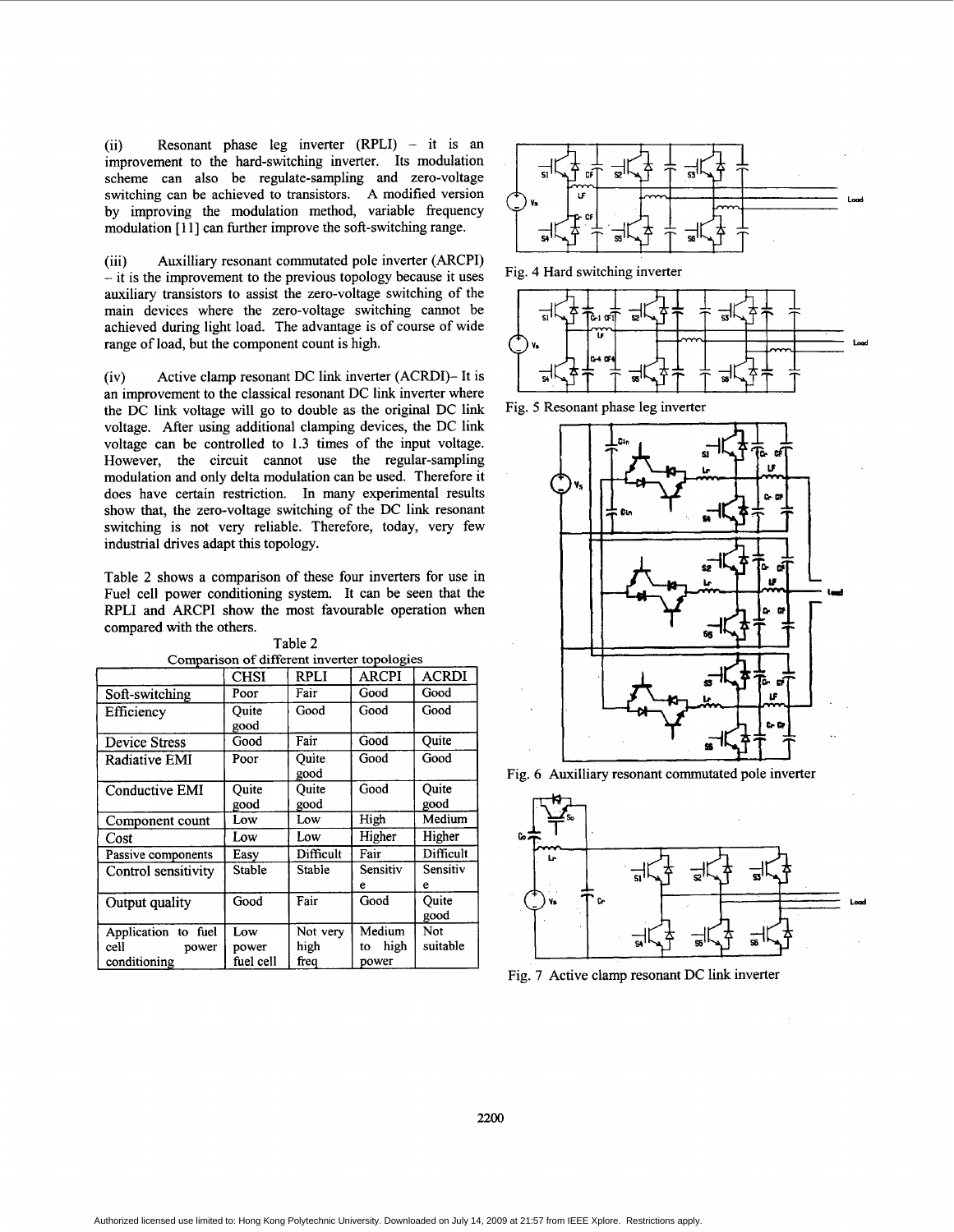(ii) Resonant phase leg inverter (RPLI) – it is an improvement to the hard-switching inverter. Its modulation scheme can also be regulate-sampling and zero-voltage switching can be achieved to transistors. A modified version by improving the modulation method, variable frequency modulation [11] can further improve the soft-switching range.

(iii) Auxilliary resonant commutated pole inverter (ARCPI) – it is the improvement to the previous topology because it uses auxiliary transistors to assist the zero-voltage switching of the main devices where the zero-voltage switching cannot be achieved during light load. The advantage is of course of wide range of load, but the component count is high.

(iv) Active clamp resonant DC link inverter (ACRDI)– It is an improvement to the classical resonant DC link inverter where the DC link voltage will go to double as the original DC link voltage. After using additional clamping devices, the DC link voltage can be controlled to 1.3 times of the input voltage. However, the circuit cannot use the regular-sampling modulation and only delta modulation can be used. Therefore it does have certain restriction. In many experimental results show that, the zero-voltage switching of the DC link resonant switching is not very reliable. Therefore, today, very few industrial drives adapt this topology.

Table 2 shows a comparison of these four inverters for use in Fuel cell power conditioning system. It can be seen that the RPLI and ARCPI show the most favourable operation when compared with the others.

Table 2
Comparison of different inverter topologies

| | CHSI | RPLI | ARCPI | ACRDI |
|---|---|---|---|---|
| Soft-switching | Poor | Fair | Good | Good |
| Efficiency | Quite good | Good | Good | Good |
| Device Stress | Good | Fair | Good | Quite |
| Radiative EMI | Poor | Quite good | Good | Good |
| Conductive EMI | Quite good | Quite good | Good | Quite good |
| Component count | Low | Low | High | Medium |
| Cost | Low | Low | Higher | Higher |
| Passive components | Easy | Difficult | Fair | Difficult |
| Control sensitivity | Stable | Stable | Sensitive | Sensitive |
| Output quality | Good | Fair | Good | Quite good |
| Application to fuel cell power conditioning | Low power fuel cell | Not very high freq | Medium to high power | Not suitable |

Fig. 4 Hard switching inverter

Fig. 5 Resonant phase leg inverter

Fig. 6 Auxilliary resonant commutated pole inverter

Fig. 7 Active clamp resonant DC link inverter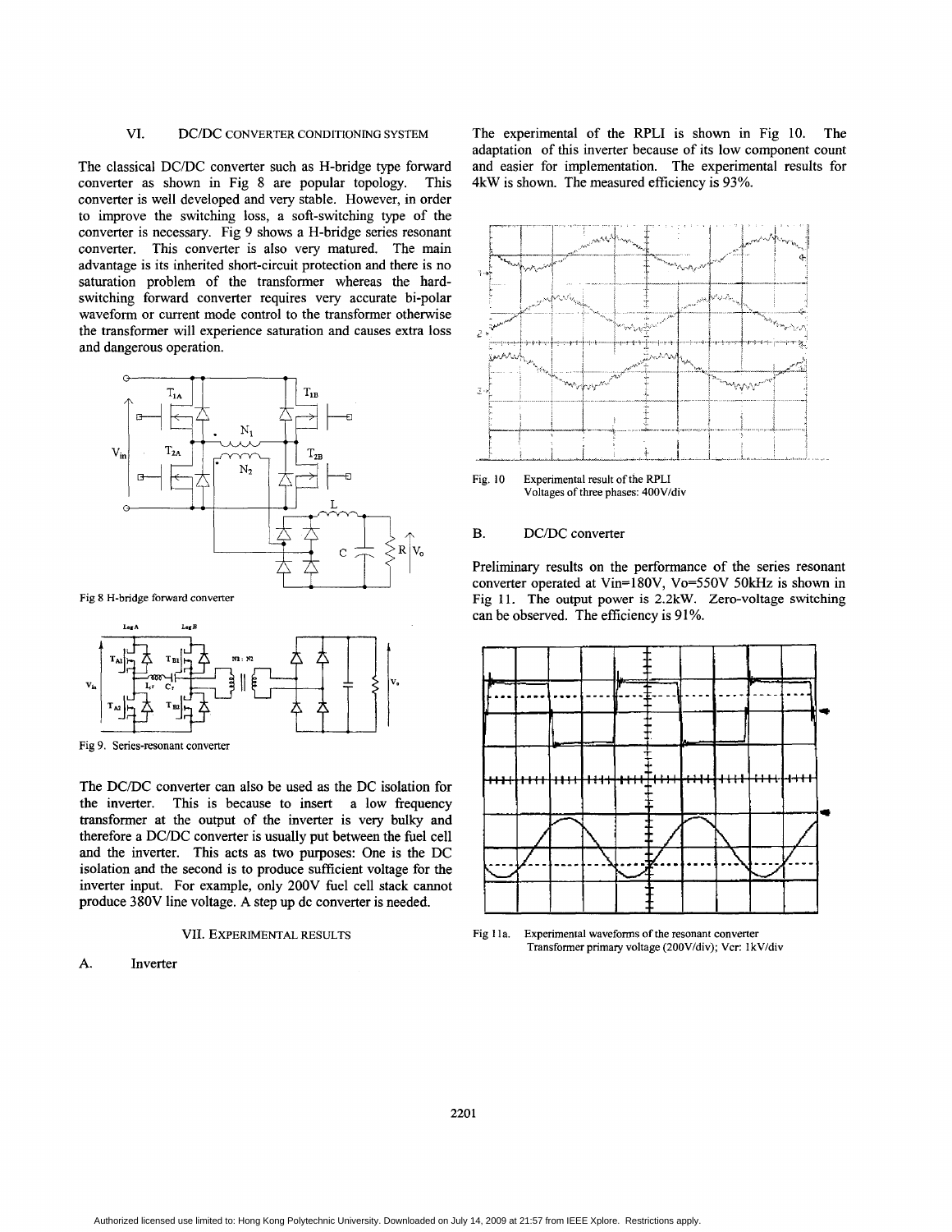## VI. DC/DC CONVERTER CONDITIONING SYSTEM

The classical DC/DC converter such as H-bridge type forward converter as shown in Fig 8 are popular topology. This converter is well developed and very stable. However, in order to improve the switching loss, a soft-switching type of the converter is necessary. Fig 9 shows a H-bridge series resonant converter. This converter is also very matured. The main advantage is its inherited short-circuit protection and there is no saturation problem of the transformer whereas the hard-switching forward converter requires very accurate bi-polar waveform or current mode control to the transformer otherwise the transformer will experience saturation and causes extra loss and dangerous operation.

Fig 8 H-bridge forward converter

Fig 9. Series-resonant converter

The DC/DC converter can also be used as the DC isolation for the inverter. This is because to insert a low frequency transformer at the output of the inverter is very bulky and therefore a DC/DC converter is usually put between the fuel cell and the inverter. This acts as two purposes: One is the DC isolation and the second is to produce sufficient voltage for the inverter input. For example, only 200V fuel cell stack cannot produce 380V line voltage. A step up dc converter is needed.

## VII. EXPERIMENTAL RESULTS

### A. Inverter

The experimental of the RPLI is shown in Fig 10. The adaptation of this inverter because of its low component count and easier for implementation. The experimental results for 4kW is shown. The measured efficiency is 93%.

Fig. 10 Experimental result of the RPLI
Voltages of three phases: 400V/div

### B. DC/DC converter

Preliminary results on the performance of the series resonant converter operated at Vin=180V, Vo=550V 50kHz is shown in Fig 11. The output power is 2.2kW. Zero-voltage switching can be observed. The efficiency is 91%.

Fig 11a. Experimental waveforms of the resonant converter
Transformer primary voltage (200V/div); Vcr: 1kV/div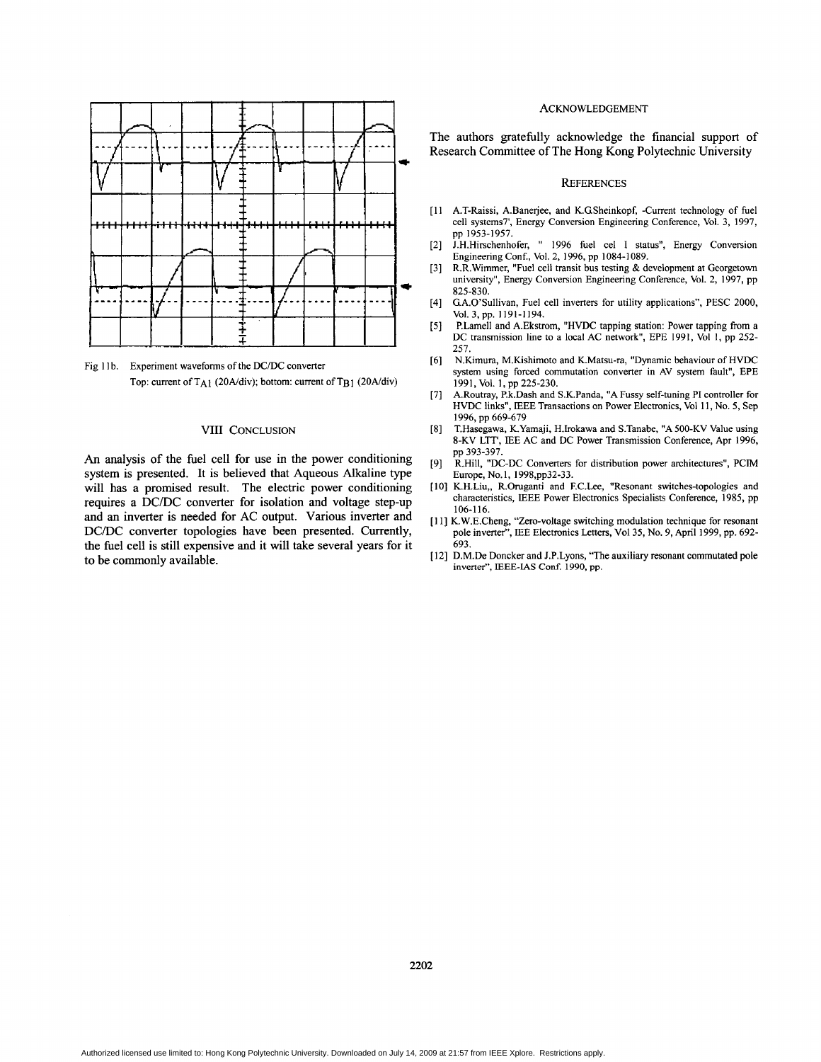Fig 11b. Experiment waveforms of the DC/DC converter
Top: current of $T_{A1}$ (20A/div); bottom: current of $T_{B1}$ (20A/div)

## VIII CONCLUSION

An analysis of the fuel cell for use in the power conditioning system is presented. It is believed that Aqueous Alkaline type will has a promised result. The electric power conditioning requires a DC/DC converter for isolation and voltage step-up and an inverter is needed for AC output. Various inverter and DC/DC converter topologies have been presented. Currently, the fuel cell is still expensive and it will take several years for it to be commonly available.

## ACKNOWLEDGEMENT

The authors gratefully acknowledge the financial support of Research Committee of The Hong Kong Polytechnic University

## REFERENCES

[1] A.T-Raissi, A.Banerjee, and K.G.Sheinkopf, -Current technology of fuel cell systems7', Energy Conversion Engineering Conference, Vol. 3, 1997, pp 1953-1957.

[2] J.H.Hirschenhofer, " 1996 fuel cel l status", Energy Conversion Engineering Conf., Vol. 2, 1996, pp 1084-1089.

[3] R.R.Wimmer, "Fuel cell transit bus testing & development at Georgetown university", Energy Conversion Engineering Conference, Vol. 2, 1997, pp 825-830.

[4] G.A.O'Sullivan, Fuel cell inverters for utility applications", PESC 2000, Vol. 3, pp. 1191-1194.

[5] P.Lamell and A.Ekstrom, "HVDC tapping station: Power tapping from a DC transmission line to a local AC network", EPE 1991, Vol 1, pp 252-257.

[6] N.Kimura, M.Kishimoto and K.Matsu-ra, "Dynamic behaviour of HVDC system using forced commutation converter in AV system fault", EPE 1991, Vol. 1, pp 225-230.

[7] A.Routray, P.k.Dash and S.K.Panda, "A Fussy self-tuning PI controller for HVDC links", IEEE Transactions on Power Electronics, Vol 11, No. 5, Sep 1996, pp 669-679

[8] T.Hasegawa, K.Yamaji, H.Irokawa and S.Tanabe, "A 500-KV Value using 8-KV LTT', IEE AC and DC Power Transmission Conference, Apr 1996, pp 393-397.

[9] R.Hill, "DC-DC Converters for distribution power architectures", PCIM Europe, No.1, 1998,pp32-33.

[10] K.H.Liu,, R.Oruganti and F.C.Lee, "Resonant switches-topologies and characteristics, IEEE Power Electronics Specialists Conference, 1985, pp 106-116.

[11] K.W.E.Cheng, "Zero-voltage switching modulation technique for resonant pole inverter", IEE Electronics Letters, Vol 35, No. 9, April 1999, pp. 692-693.

[12] D.M.De Doncker and J.P.Lyons, "The auxiliary resonant commutated pole inverter", IEEE-IAS Conf. 1990, pp.